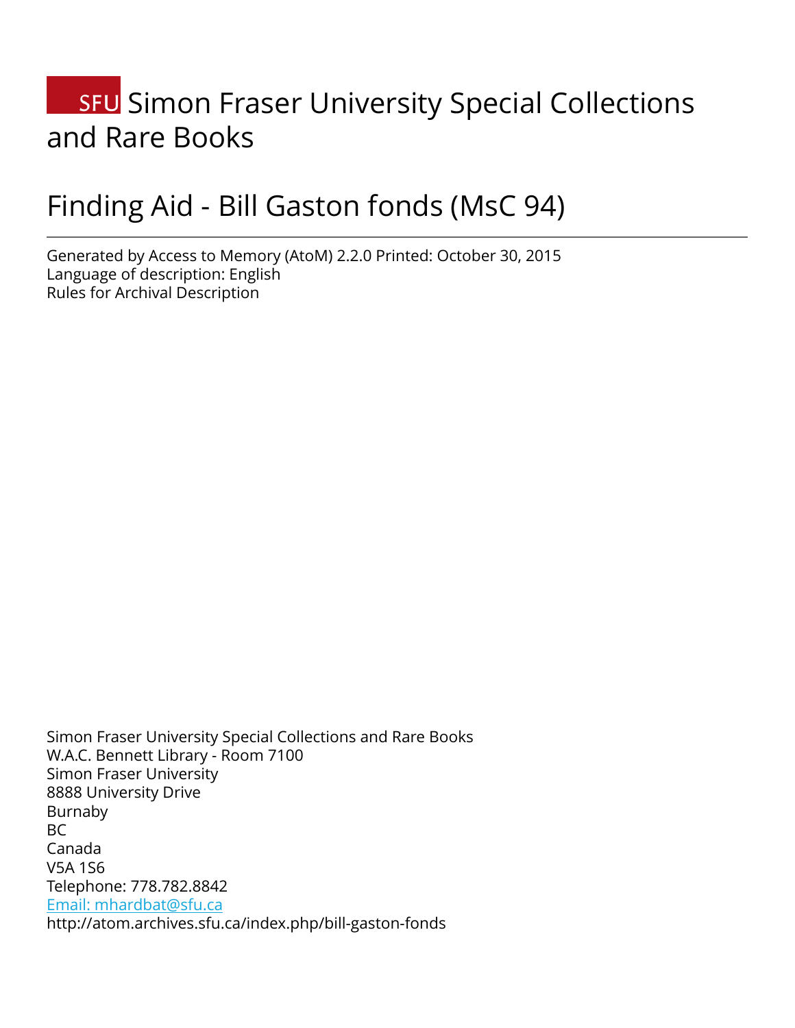# SFU Simon Fraser University Special Collections and Rare Books

# Finding Aid - Bill Gaston fonds (MsC 94)

---

Generated by Access to Memory (AtoM) 2.2.0 Printed: October 30, 2015
Language of description: English
Rules for Archival Description

Simon Fraser University Special Collections and Rare Books
W.A.C. Bennett Library - Room 7100
Simon Fraser University
8888 University Drive
Burnaby
BC
Canada
V5A 1S6
Telephone: 778.782.8842
[Email: mhardbat@sfu.ca](mailto:mhardbat@sfu.ca)
http://atom.archives.sfu.ca/index.php/bill-gaston-fonds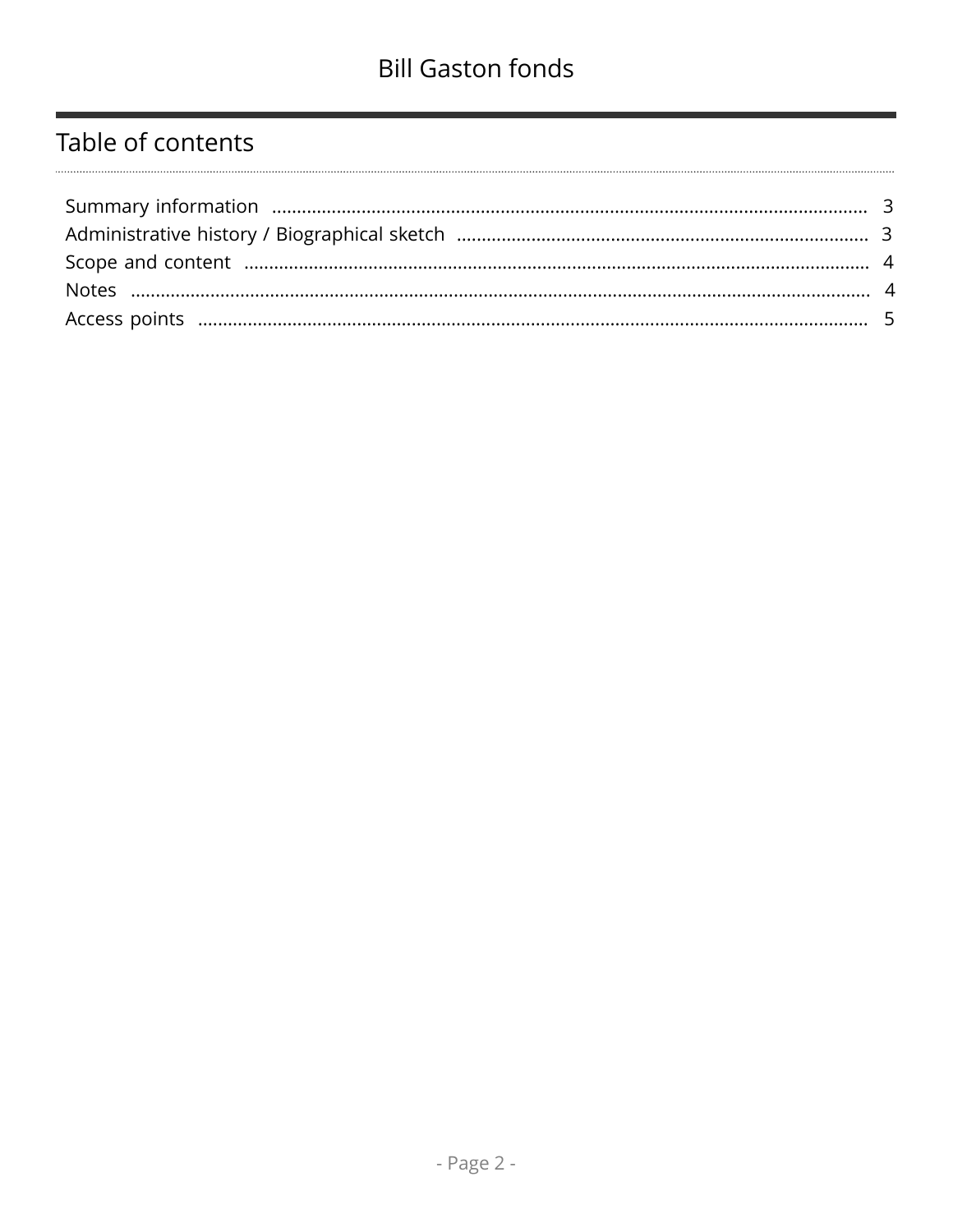## Table of contents

- Summary information ........ 3
- Administrative history / Biographical sketch ........ 3
- Scope and content ........ 4
- Notes ........ 4
- Access points ........ 5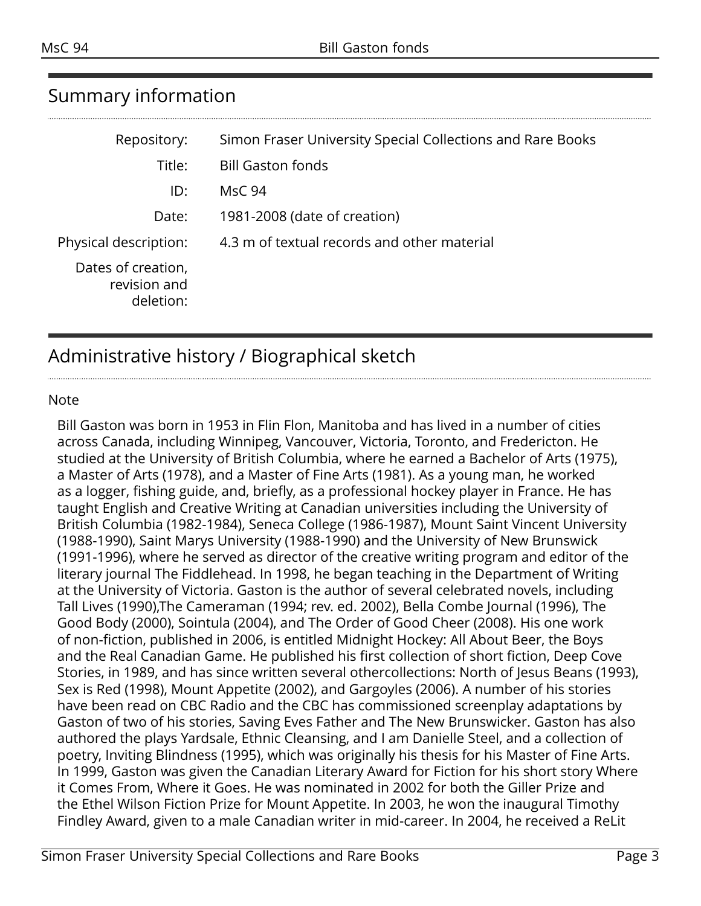## Summary information

| | |
|---|---|
| Repository: | Simon Fraser University Special Collections and Rare Books |
| Title: | Bill Gaston fonds |
| ID: | MsC 94 |
| Date: | 1981-2008 (date of creation) |
| Physical description: | 4.3 m of textual records and other material |
| Dates of creation, revision and deletion: | |

## Administrative history / Biographical sketch

Note

Bill Gaston was born in 1953 in Flin Flon, Manitoba and has lived in a number of cities across Canada, including Winnipeg, Vancouver, Victoria, Toronto, and Fredericton. He studied at the University of British Columbia, where he earned a Bachelor of Arts (1975), a Master of Arts (1978), and a Master of Fine Arts (1981). As a young man, he worked as a logger, fishing guide, and, briefly, as a professional hockey player in France. He has taught English and Creative Writing at Canadian universities including the University of British Columbia (1982-1984), Seneca College (1986-1987), Mount Saint Vincent University (1988-1990), Saint Marys University (1988-1990) and the University of New Brunswick (1991-1996), where he served as director of the creative writing program and editor of the literary journal The Fiddlehead. In 1998, he began teaching in the Department of Writing at the University of Victoria. Gaston is the author of several celebrated novels, including Tall Lives (1990),The Cameraman (1994; rev. ed. 2002), Bella Combe Journal (1996), The Good Body (2000), Sointula (2004), and The Order of Good Cheer (2008). His one work of non-fiction, published in 2006, is entitled Midnight Hockey: All About Beer, the Boys and the Real Canadian Game. He published his first collection of short fiction, Deep Cove Stories, in 1989, and has since written several othercollections: North of Jesus Beans (1993), Sex is Red (1998), Mount Appetite (2002), and Gargoyles (2006). A number of his stories have been read on CBC Radio and the CBC has commissioned screenplay adaptations by Gaston of two of his stories, Saving Eves Father and The New Brunswicker. Gaston has also authored the plays Yardsale, Ethnic Cleansing, and I am Danielle Steel, and a collection of poetry, Inviting Blindness (1995), which was originally his thesis for his Master of Fine Arts. In 1999, Gaston was given the Canadian Literary Award for Fiction for his short story Where it Comes From, Where it Goes. He was nominated in 2002 for both the Giller Prize and the Ethel Wilson Fiction Prize for Mount Appetite. In 2003, he won the inaugural Timothy Findley Award, given to a male Canadian writer in mid-career. In 2004, he received a ReLit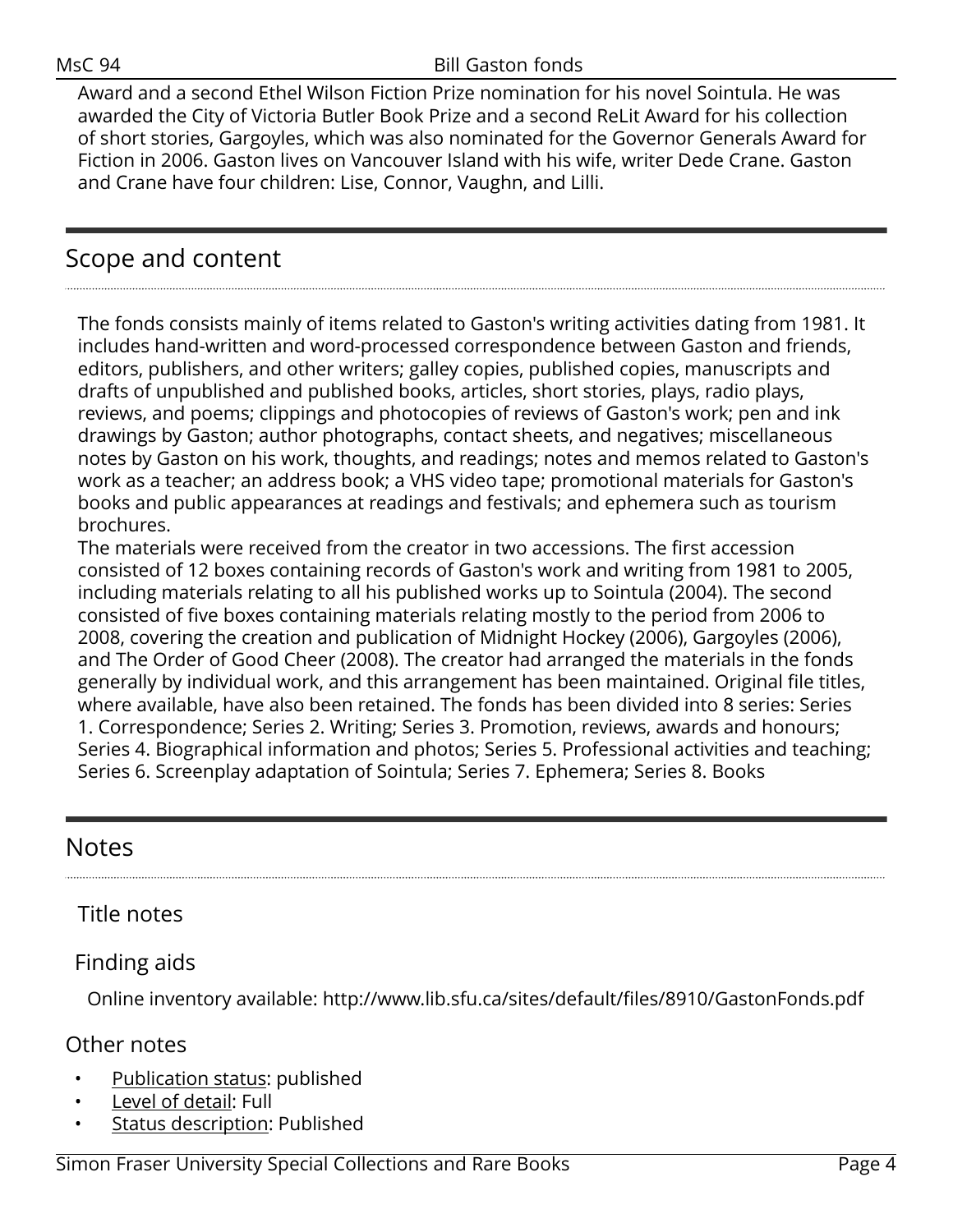Award and a second Ethel Wilson Fiction Prize nomination for his novel Sointula. He was awarded the City of Victoria Butler Book Prize and a second ReLit Award for his collection of short stories, Gargoyles, which was also nominated for the Governor Generals Award for Fiction in 2006. Gaston lives on Vancouver Island with his wife, writer Dede Crane. Gaston and Crane have four children: Lise, Connor, Vaughn, and Lilli.

## Scope and content

The fonds consists mainly of items related to Gaston's writing activities dating from 1981. It includes hand-written and word-processed correspondence between Gaston and friends, editors, publishers, and other writers; galley copies, published copies, manuscripts and drafts of unpublished and published books, articles, short stories, plays, radio plays, reviews, and poems; clippings and photocopies of reviews of Gaston's work; pen and ink drawings by Gaston; author photographs, contact sheets, and negatives; miscellaneous notes by Gaston on his work, thoughts, and readings; notes and memos related to Gaston's work as a teacher; an address book; a VHS video tape; promotional materials for Gaston's books and public appearances at readings and festivals; and ephemera such as tourism brochures.
The materials were received from the creator in two accessions. The first accession consisted of 12 boxes containing records of Gaston's work and writing from 1981 to 2005, including materials relating to all his published works up to Sointula (2004). The second consisted of five boxes containing materials relating mostly to the period from 2006 to 2008, covering the creation and publication of Midnight Hockey (2006), Gargoyles (2006), and The Order of Good Cheer (2008). The creator had arranged the materials in the fonds generally by individual work, and this arrangement has been maintained. Original file titles, where available, have also been retained. The fonds has been divided into 8 series: Series 1. Correspondence; Series 2. Writing; Series 3. Promotion, reviews, awards and honours; Series 4. Biographical information and photos; Series 5. Professional activities and teaching; Series 6. Screenplay adaptation of Sointula; Series 7. Ephemera; Series 8. Books

## Notes

### Title notes

### Finding aids

Online inventory available: http://www.lib.sfu.ca/sites/default/files/8910/GastonFonds.pdf

### Other notes

- Publication status: published
- Level of detail: Full
- Status description: Published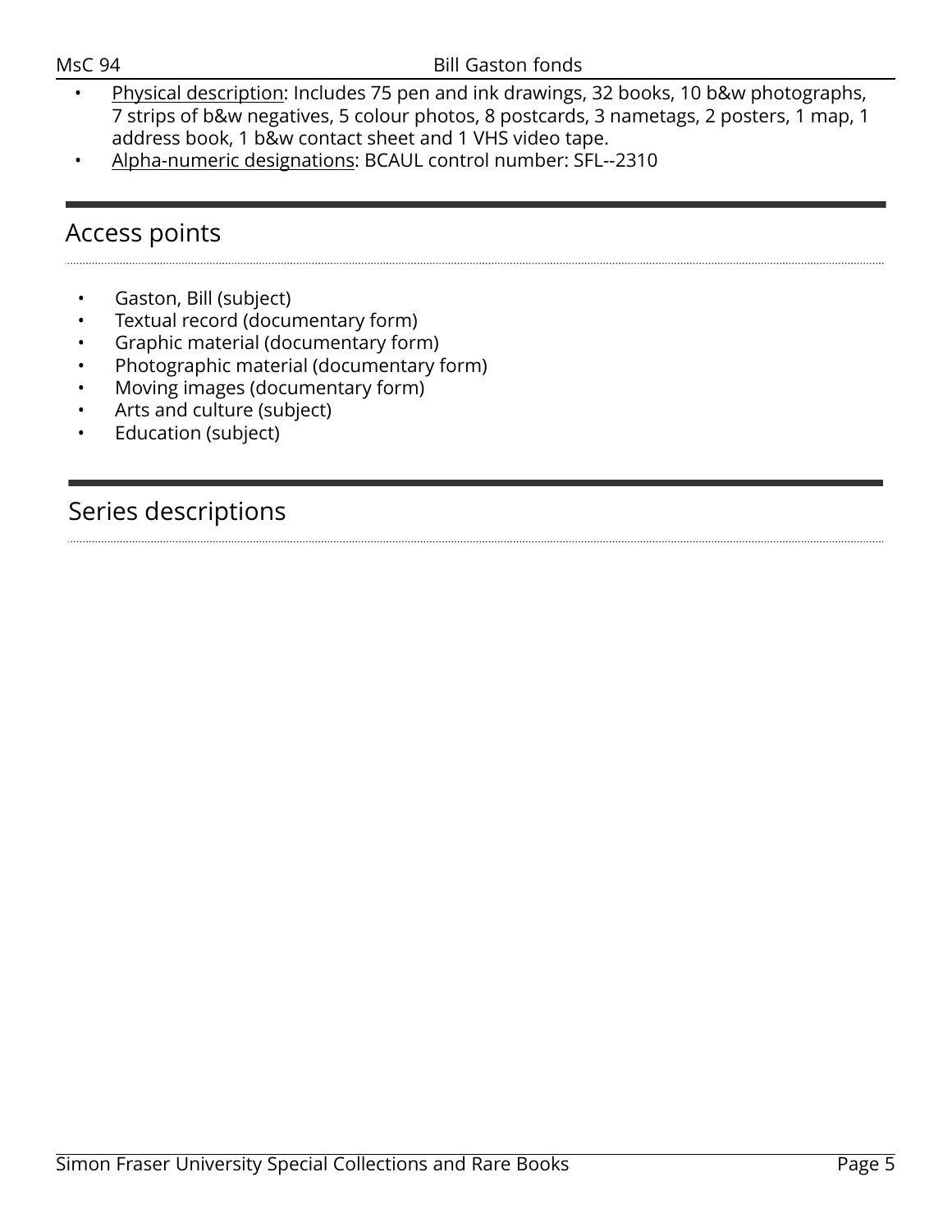- Physical description: Includes 75 pen and ink drawings, 32 books, 10 b&w photographs, 7 strips of b&w negatives, 5 colour photos, 8 postcards, 3 nametags, 2 posters, 1 map, 1 address book, 1 b&w contact sheet and 1 VHS video tape.
- Alpha-numeric designations: BCAUL control number: SFL--2310

## Access points

- Gaston, Bill (subject)
- Textual record (documentary form)
- Graphic material (documentary form)
- Photographic material (documentary form)
- Moving images (documentary form)
- Arts and culture (subject)
- Education (subject)

## Series descriptions